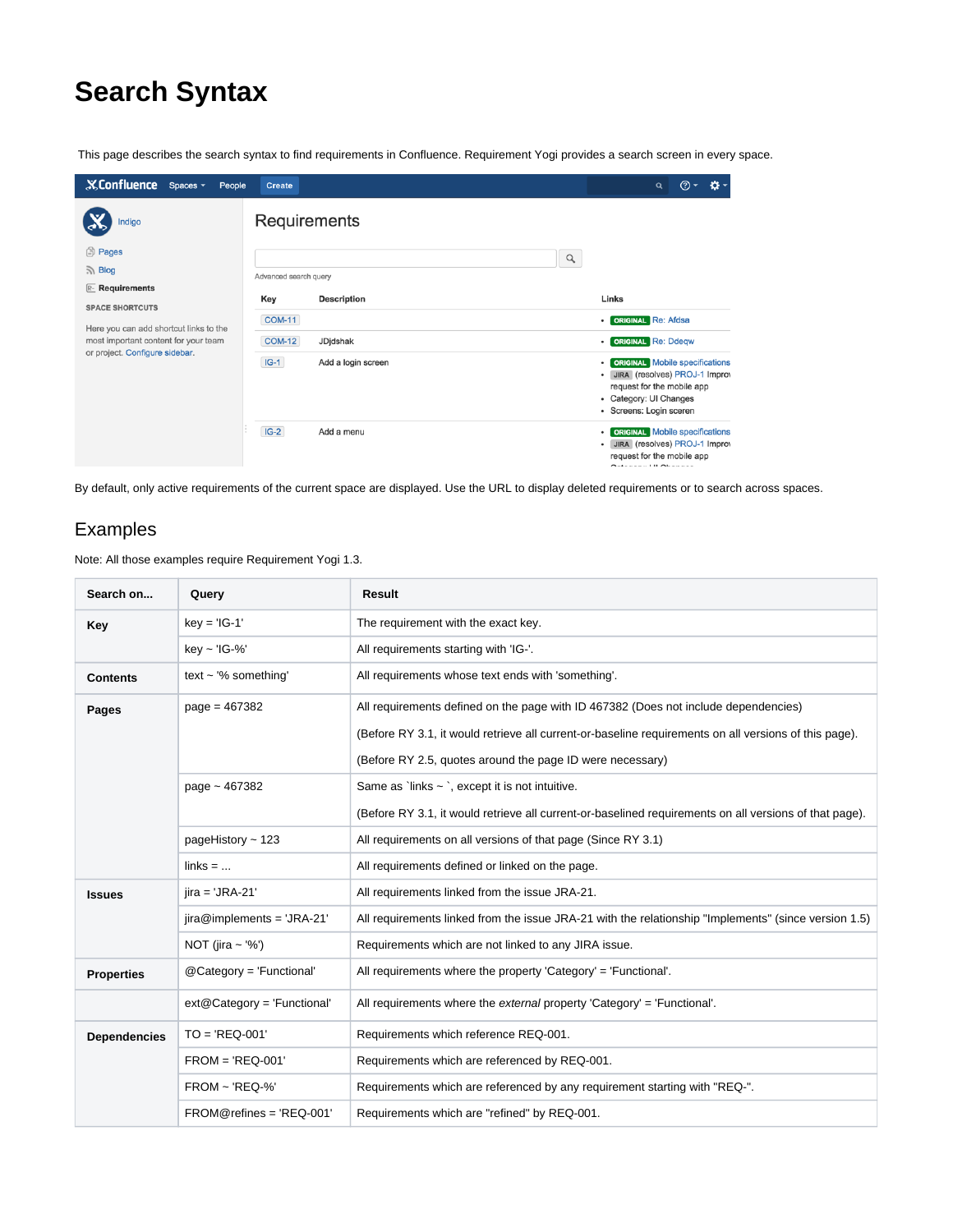# Search Syntax

This page describes the search syntax to find requirements in Confluence. Requirement Yogi provides a search screen in every space.

By default, only active requirements of the current space are displayed. Use the URL to display deleted requirements or to search across spaces.

## Examples

Note: All those examples require Requirement Yogi 1.3.

| Search on... | Query | Result |
|---|---|---|
| **Key** | key = 'IG-1' | The requirement with the exact key. |
| | key ~ 'IG-%' | All requirements starting with 'IG-'. |
| **Contents** | text ~ '% something' | All requirements whose text ends with 'something'. |
| **Pages** | page = 467382 | All requirements defined on the page with ID 467382 (Does not include dependencies)<br><br>(Before RY 3.1, it would retrieve all current-or-baseline requirements on all versions of this page).<br><br>(Before RY 2.5, quotes around the page ID were necessary) |
| | page ~ 467382 | Same as `links ~ `, except it is not intuitive.<br><br>(Before RY 3.1, it would retrieve all current-or-baselined requirements on all versions of that page). |
| | pageHistory ~ 123 | All requirements on all versions of that page (Since RY 3.1) |
| | links = ... | All requirements defined or linked on the page. |
| **Issues** | jira = 'JRA-21' | All requirements linked from the issue JRA-21. |
| | jira@implements = 'JRA-21' | All requirements linked from the issue JRA-21 with the relationship "Implements" (since version 1.5) |
| | NOT (jira ~ '%') | Requirements which are not linked to any JIRA issue. |
| **Properties** | @Category = 'Functional' | All requirements where the property 'Category' = 'Functional'. |
| | ext@Category = 'Functional' | All requirements where the *external* property 'Category' = 'Functional'. |
| **Dependencies** | TO = 'REQ-001' | Requirements which reference REQ-001. |
| | FROM = 'REQ-001' | Requirements which are referenced by REQ-001. |
| | FROM ~ 'REQ-%' | Requirements which are referenced by any requirement starting with "REQ-". |
| | FROM@refines = 'REQ-001' | Requirements which are "refined" by REQ-001. |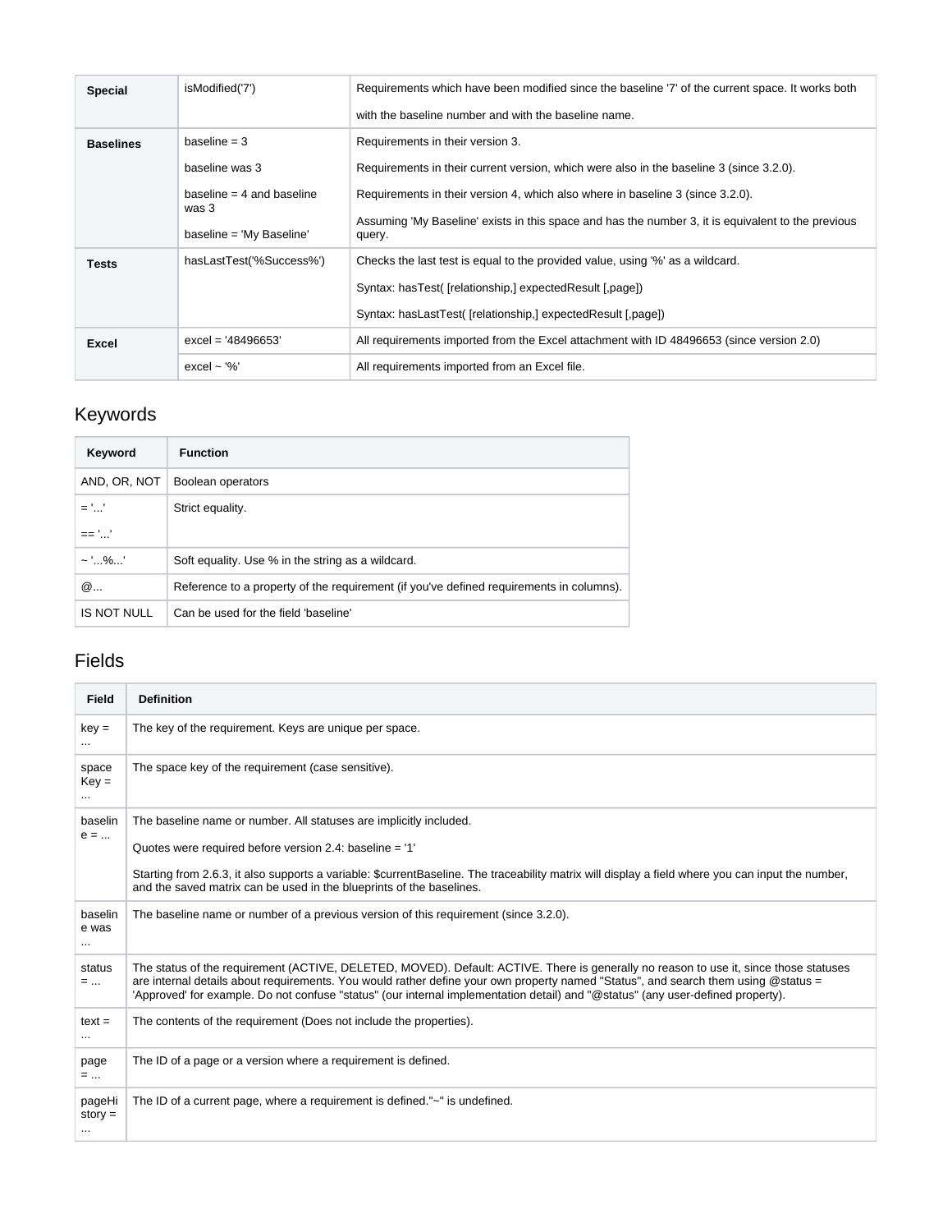| | | |
|---|---|---|
| **Special** | isModified('7') | Requirements which have been modified since the baseline '7' of the current space. It works both with the baseline number and with the baseline name. |
| **Baselines** | baseline = 3<br><br>baseline was 3<br><br>baseline = 4 and baseline was 3<br><br>baseline = 'My Baseline' | Requirements in their version 3.<br><br>Requirements in their current version, which were also in the baseline 3 (since 3.2.0).<br><br>Requirements in their version 4, which also where in baseline 3 (since 3.2.0).<br><br>Assuming 'My Baseline' exists in this space and has the number 3, it is equivalent to the previous query. |
| **Tests** | hasLastTest('%Success%') | Checks the last test is equal to the provided value, using '%' as a wildcard.<br><br>Syntax: hasTest( [relationship,] expectedResult [,page])<br><br>Syntax: hasLastTest( [relationship,] expectedResult [,page]) |
| **Excel** | excel = '48496653' | All requirements imported from the Excel attachment with ID 48496653 (since version 2.0) |
| | excel ~ '%' | All requirements imported from an Excel file. |

## Keywords

| Keyword | Function |
|---|---|
| AND, OR, NOT | Boolean operators |
| = '...'<br><br>== '...' | Strict equality. |
| ~ '...%...' | Soft equality. Use % in the string as a wildcard. |
| @... | Reference to a property of the requirement (if you've defined requirements in columns). |
| IS NOT NULL | Can be used for the field 'baseline' |

## Fields

| Field | Definition |
|---|---|
| key = ... | The key of the requirement. Keys are unique per space. |
| space Key = ... | The space key of the requirement (case sensitive). |
| baseline = ... | The baseline name or number. All statuses are implicitly included.<br><br>Quotes were required before version 2.4: baseline = '1'<br><br>Starting from 2.6.3, it also supports a variable: $currentBaseline. The traceability matrix will display a field where you can input the number, and the saved matrix can be used in the blueprints of the baselines. |
| baseline was ... | The baseline name or number of a previous version of this requirement (since 3.2.0). |
| status = ... | The status of the requirement (ACTIVE, DELETED, MOVED). Default: ACTIVE. There is generally no reason to use it, since those statuses are internal details about requirements. You would rather define your own property named "Status", and search them using @status = 'Approved' for example. Do not confuse "status" (our internal implementation detail) and "@status" (any user-defined property). |
| text = ... | The contents of the requirement (Does not include the properties). |
| page = ... | The ID of a page or a version where a requirement is defined. |
| pageHistory = ... | The ID of a current page, where a requirement is defined."~" is undefined. |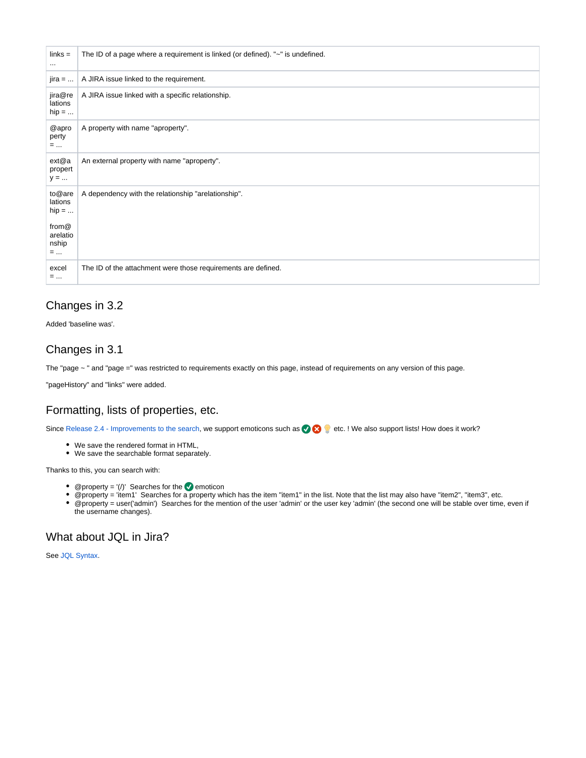| | |
|---|---|
| links = ... | The ID of a page where a requirement is linked (or defined). "~" is undefined. |
| jira = ... | A JIRA issue linked to the requirement. |
| jira@relationship = ... | A JIRA issue linked with a specific relationship. |
| @aproperty = ... | A property with name "aproperty". |
| ext@aproperty = ... | An external property with name "aproperty". |
| to@arelationship = ...<br><br>from@arelationship = ... | A dependency with the relationship "arelationship". |
| excel = ... | The ID of the attachment were those requirements are defined. |

## Changes in 3.2

Added 'baseline was'.

## Changes in 3.1

The "page ~ " and "page =" was restricted to requirements exactly on this page, instead of requirements on any version of this page.

"pageHistory" and "links" were added.

## Formatting, lists of properties, etc.

Since Release 2.4 - Improvements to the search, we support emoticons such as ✅ ❌ 💡 etc. ! We also support lists! How does it work?

- We save the rendered format in HTML,
- We save the searchable format separately.

Thanks to this, you can search with:

- @property = '(/)' Searches for the ✅ emoticon
- @property = 'item1' Searches for a property which has the item "item1" in the list. Note that the list may also have "item2", "item3", etc.
- @property = user('admin') Searches for the mention of the user 'admin' or the user key 'admin' (the second one will be stable over time, even if the username changes).

## What about JQL in Jira?

See JQL Syntax.